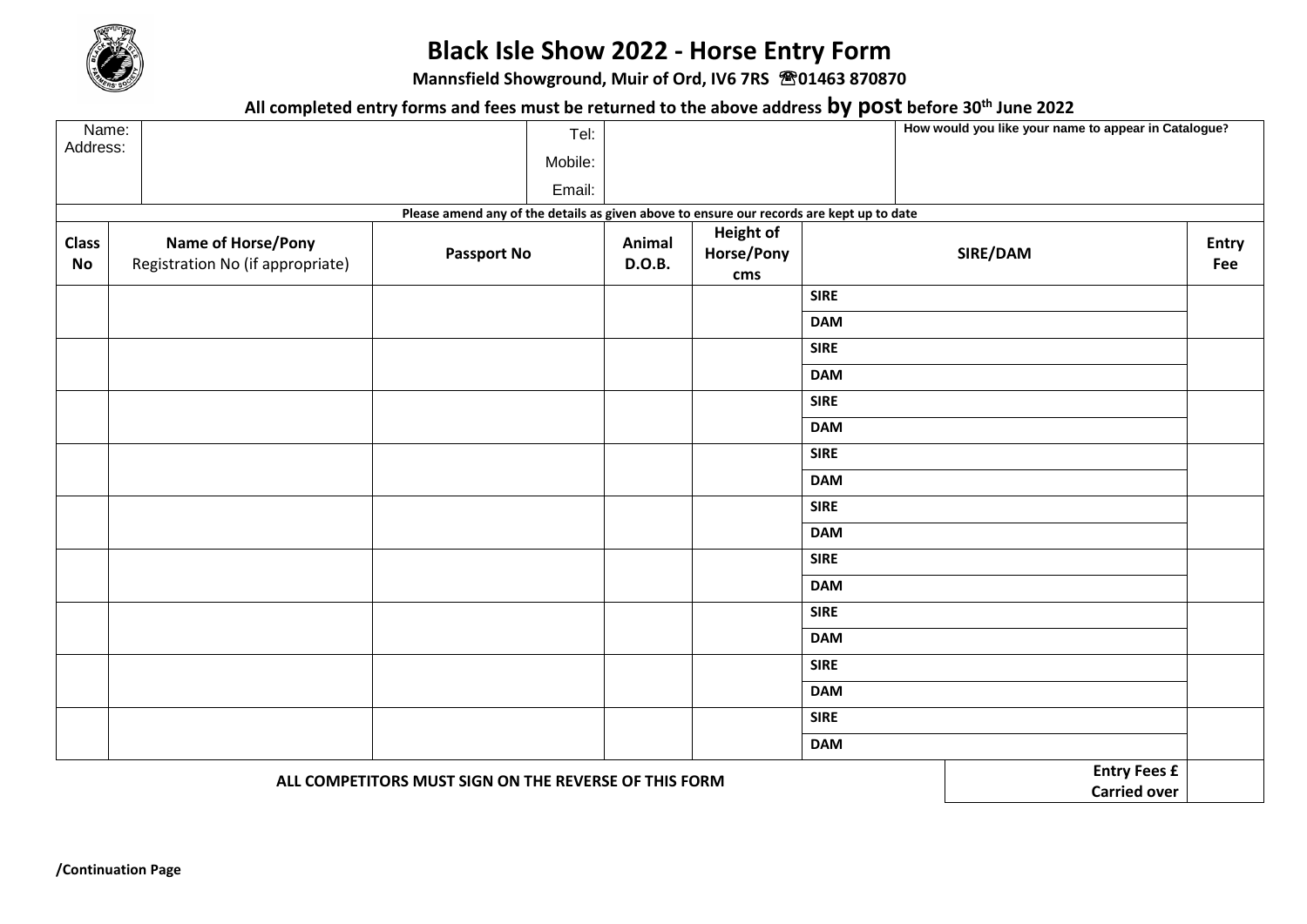# Black Isle Show 2022 - Horse Entry Form

**Mannsfield Showground, Muir of Ord, IV6 7RS ☏01463 870870**

**All completed entry forms and fees must be returned to the above address by post before 30th June 2022**

| Name: | | Tel: | | How would you like your name to appear in Catalogue? |
|---|---|---|---|---|
| Address: | | Mobile: | | |
| | | Email: | | |

**Please amend any of the details as given above to ensure our records are kept up to date**

| Class No | Name of Horse/Pony Registration No (if appropriate) | Passport No | Animal D.O.B. | Height of Horse/Pony cms | SIRE/DAM | Entry Fee |
|---|---|---|---|---|---|---|
| | | | | | SIRE | |
| | | | | | DAM | |
| | | | | | SIRE | |
| | | | | | DAM | |
| | | | | | SIRE | |
| | | | | | DAM | |
| | | | | | SIRE | |
| | | | | | DAM | |
| | | | | | SIRE | |
| | | | | | DAM | |
| | | | | | SIRE | |
| | | | | | DAM | |
| | | | | | SIRE | |
| | | | | | DAM | |
| | | | | | SIRE | |
| | | | | | DAM | |
| | | | | | SIRE | |
| | | | | | DAM | |

**ALL COMPETITORS MUST SIGN ON THE REVERSE OF THIS FORM**

| Entry Fees £ Carried over | |
|---|---|

**/Continuation Page**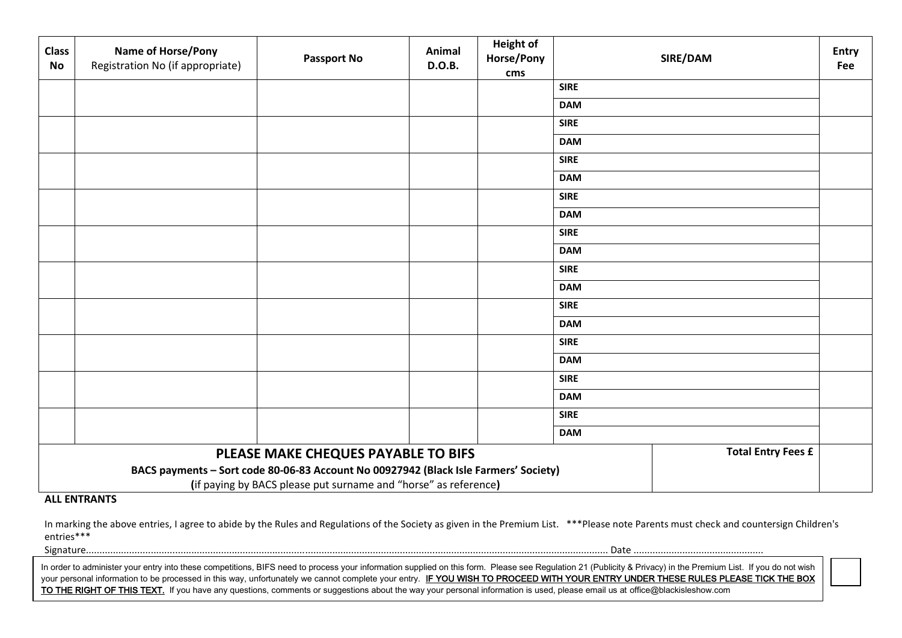| Class No | Name of Horse/Pony Registration No (if appropriate) | Passport No | Animal D.O.B. | Height of Horse/Pony cms | SIRE/DAM | Entry Fee |
|---|---|---|---|---|---|---|
| | | | | | SIRE | |
| | | | | | DAM | |
| | | | | | SIRE | |
| | | | | | DAM | |
| | | | | | SIRE | |
| | | | | | DAM | |
| | | | | | SIRE | |
| | | | | | DAM | |
| | | | | | SIRE | |
| | | | | | DAM | |
| | | | | | SIRE | |
| | | | | | DAM | |
| | | | | | SIRE | |
| | | | | | DAM | |
| | | | | | SIRE | |
| | | | | | DAM | |
| | | | | | SIRE | |
| | | | | | DAM | |
| | | | | | SIRE | |
| | | | | | DAM | |
| **PLEASE MAKE CHEQUES PAYABLE TO BIFS** **BACS payments – Sort code 80-06-83 Account No 00927942 (Black Isle Farmers' Society)** **(**if paying by BACS please put surname and "horse" as reference**)** | | | | | **Total Entry Fees £** | |

**ALL ENTRANTS**

In marking the above entries, I agree to abide by the Rules and Regulations of the Society as given in the Premium List. ***Please note Parents must check and countersign Children's entries***

Signature.................................................................................................................................................................................................. Date ................................................

In order to administer your entry into these competitions, BIFS need to process your information supplied on this form. Please see Regulation 21 (Publicity & Privacy) in the Premium List. If you do not wish your personal information to be processed in this way, unfortunately we cannot complete your entry. **IF YOU WISH TO PROCEED WITH YOUR ENTRY UNDER THESE RULES PLEASE TICK THE BOX TO THE RIGHT OF THIS TEXT.** If you have any questions, comments or suggestions about the way your personal information is used, please email us at office@blackisleshow.com ☐